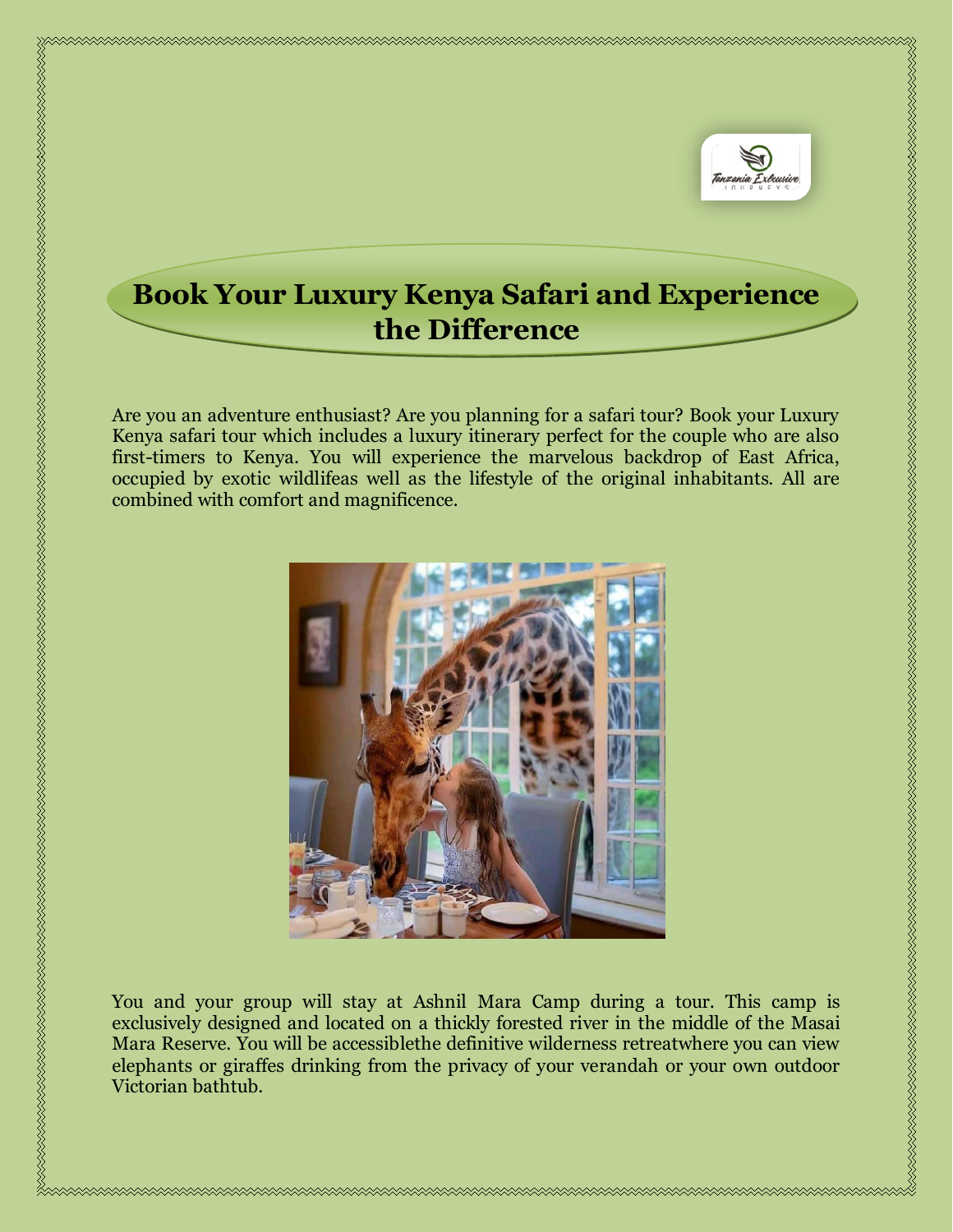# Book Your Luxury Kenya Safari and Experience the Difference

Are you an adventure enthusiast? Are you planning for a safari tour? Book your Luxury Kenya safari tour which includes a luxury itinerary perfect for the couple who are also first-timers to Kenya. You will experience the marvelous backdrop of East Africa, occupied by exotic wildlifeas well as the lifestyle of the original inhabitants. All are combined with comfort and magnificence.

You and your group will stay at Ashnil Mara Camp during a tour. This camp is exclusively designed and located on a thickly forested river in the middle of the Masai Mara Reserve. You will be accessiblethe definitive wilderness retreatwhere you can view elephants or giraffes drinking from the privacy of your verandah or your own outdoor Victorian bathtub.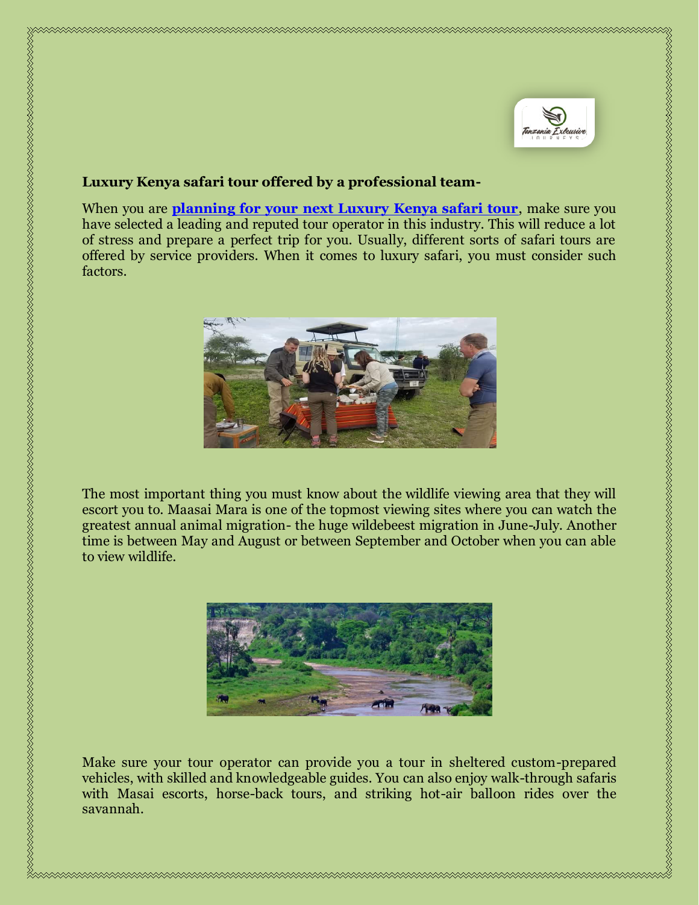**Luxury Kenya safari tour offered by a professional team-**

When you are **[planning for your next Luxury Kenya safari tour](#)**, make sure you have selected a leading and reputed tour operator in this industry. This will reduce a lot of stress and prepare a perfect trip for you. Usually, different sorts of safari tours are offered by service providers. When it comes to luxury safari, you must consider such factors.

The most important thing you must know about the wildlife viewing area that they will escort you to. Maasai Mara is one of the topmost viewing sites where you can watch the greatest annual animal migration- the huge wildebeest migration in June-July. Another time is between May and August or between September and October when you can able to view wildlife.

Make sure your tour operator can provide you a tour in sheltered custom-prepared vehicles, with skilled and knowledgeable guides. You can also enjoy walk-through safaris with Masai escorts, horse-back tours, and striking hot-air balloon rides over the savannah.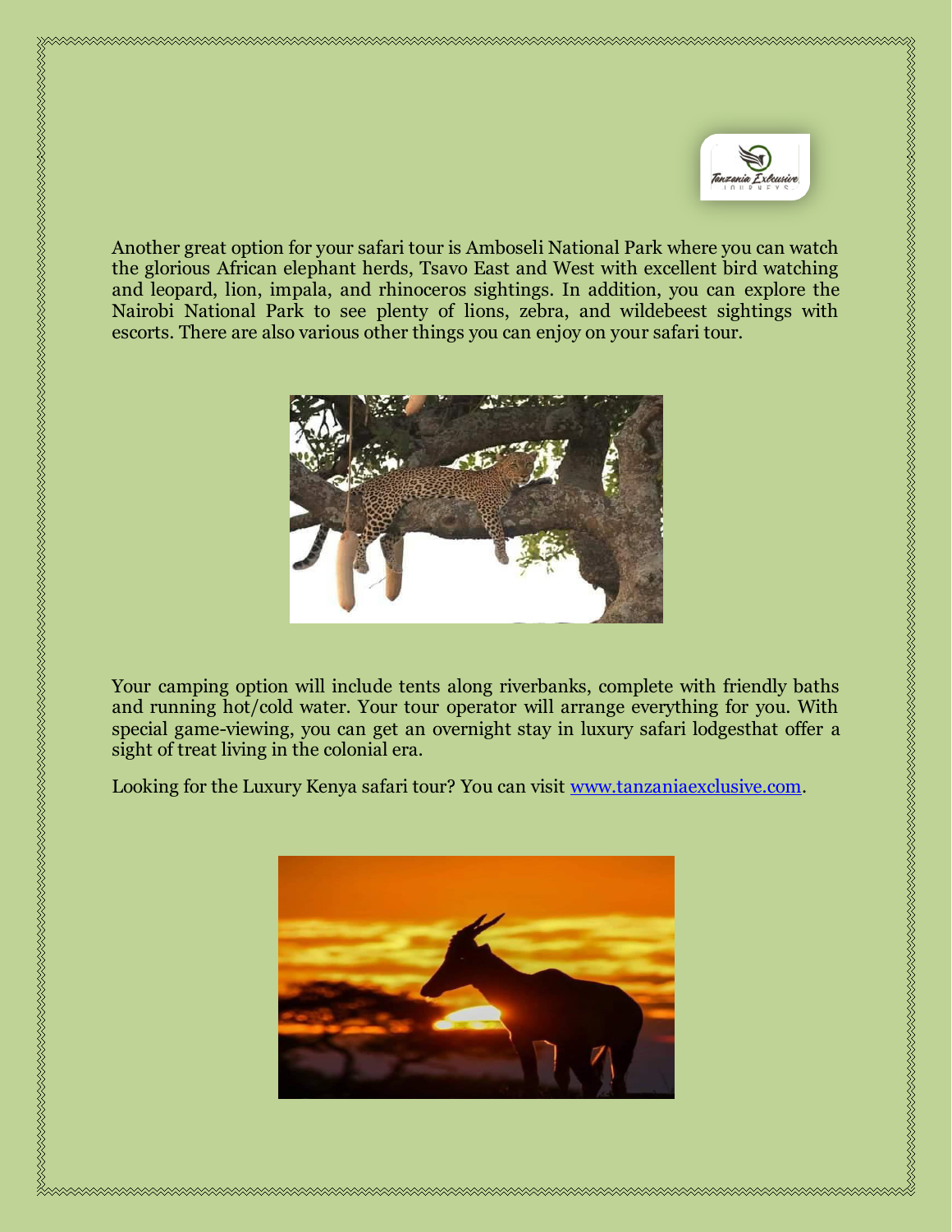Another great option for your safari tour is Amboseli National Park where you can watch the glorious African elephant herds, Tsavo East and West with excellent bird watching and leopard, lion, impala, and rhinoceros sightings. In addition, you can explore the Nairobi National Park to see plenty of lions, zebra, and wildebeest sightings with escorts. There are also various other things you can enjoy on your safari tour.

Your camping option will include tents along riverbanks, complete with friendly baths and running hot/cold water. Your tour operator will arrange everything for you. With special game-viewing, you can get an overnight stay in luxury safari lodgesthat offer a sight of treat living in the colonial era.

Looking for the Luxury Kenya safari tour? You can visit [www.tanzaniaexclusive.com](http://www.tanzaniaexclusive.com).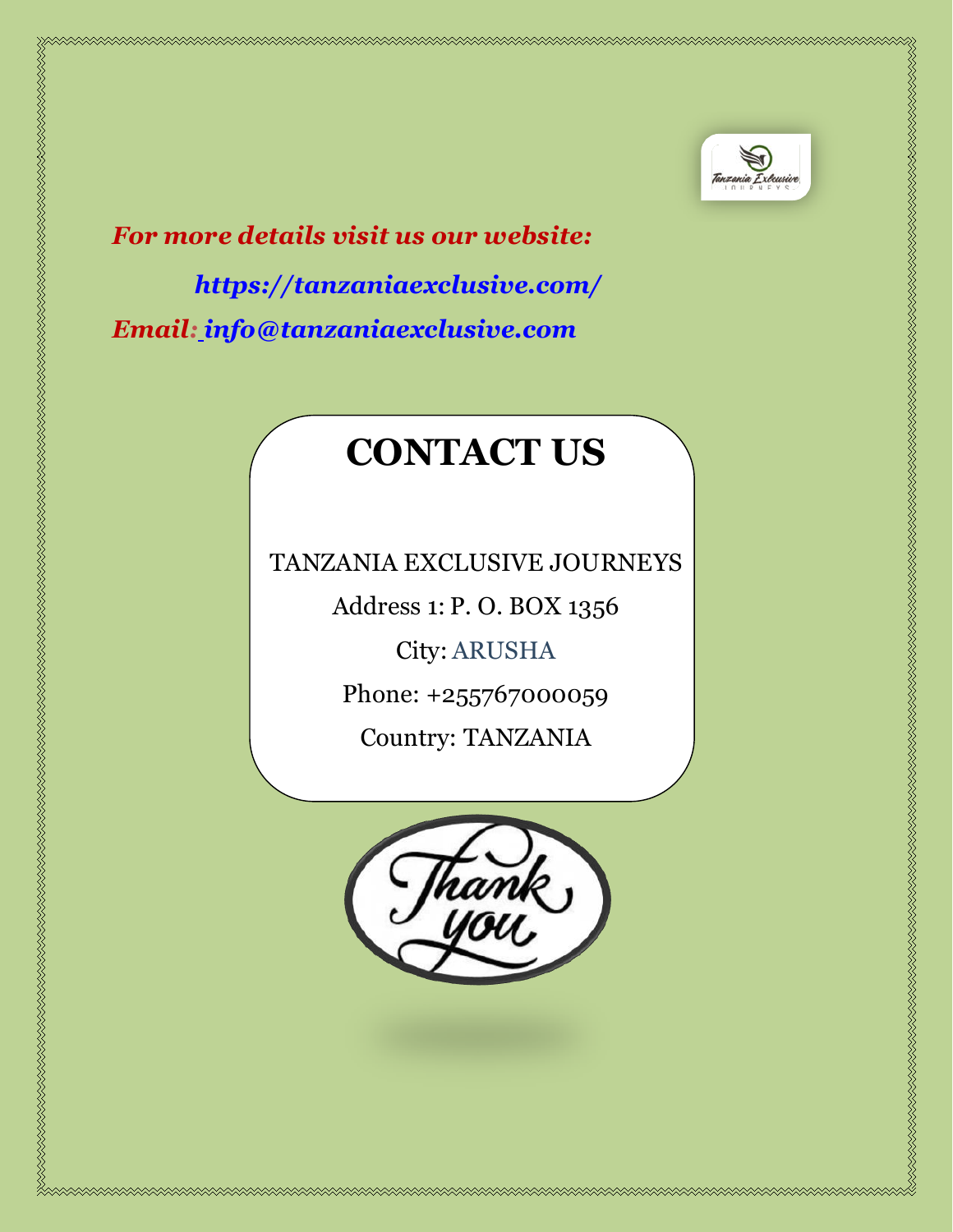***For more details visit us our website:***

***https://tanzaniaexclusive.com/***

***Email: info@tanzaniaexclusive.com***

# CONTACT US

TANZANIA EXCLUSIVE JOURNEYS

Address 1: P. O. BOX 1356

City: ARUSHA

Phone: +255767000059

Country: TANZANIA